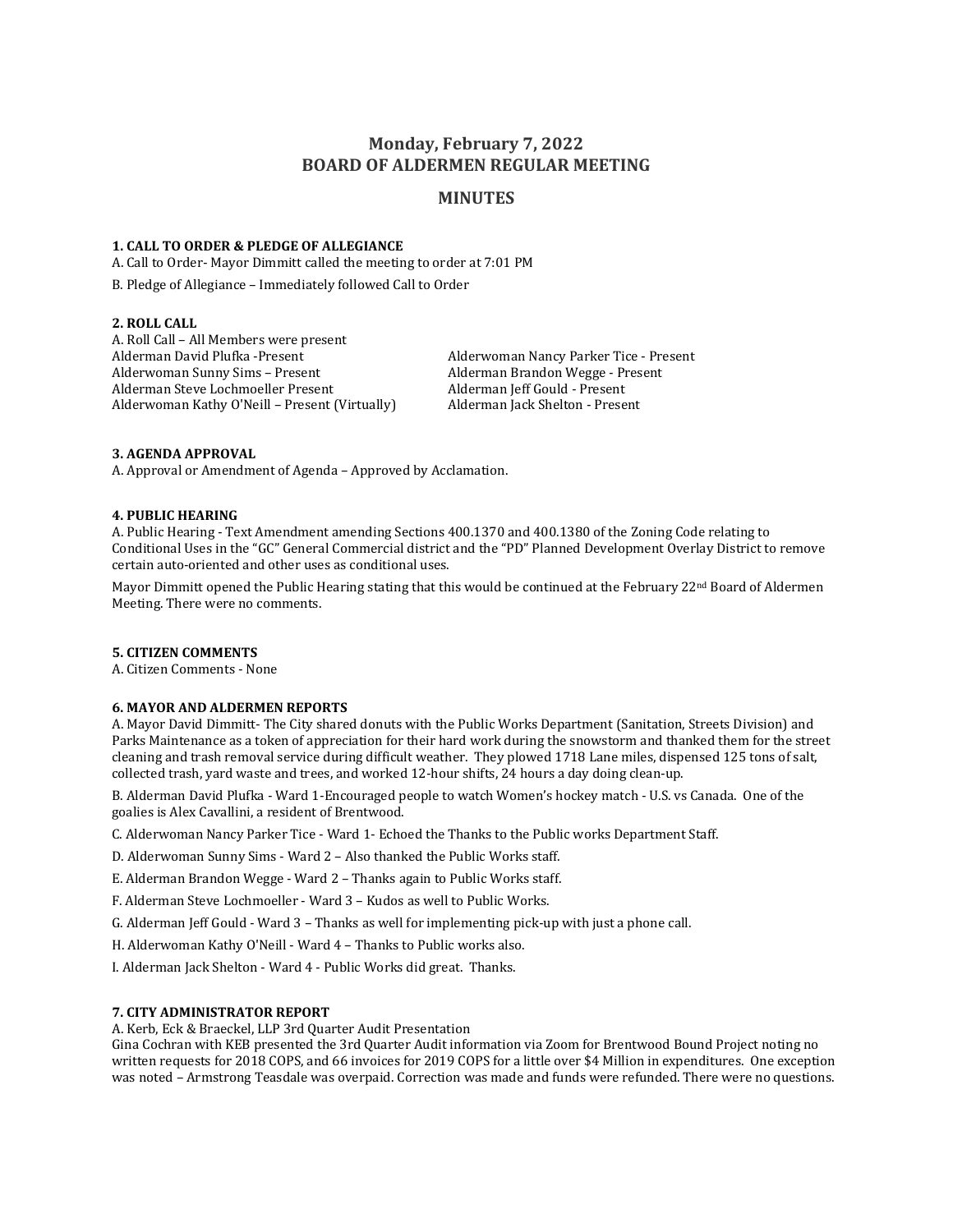# Monday, February 7, 2022
# BOARD OF ALDERMEN REGULAR MEETING

## MINUTES

### 1. CALL TO ORDER & PLEDGE OF ALLEGIANCE

A. Call to Order- Mayor Dimmitt called the meeting to order at 7:01 PM

B. Pledge of Allegiance – Immediately followed Call to Order

### 2. ROLL CALL

A. Roll Call – All Members were present

Alderman David Plufka -Present
Alderwoman Sunny Sims – Present
Alderman Steve Lochmoeller Present
Alderwoman Kathy O'Neill – Present (Virtually)
Alderwoman Nancy Parker Tice - Present
Alderman Brandon Wegge - Present
Alderman Jeff Gould - Present
Alderman Jack Shelton - Present

### 3. AGENDA APPROVAL

A. Approval or Amendment of Agenda – Approved by Acclamation.

### 4. PUBLIC HEARING

A. Public Hearing - Text Amendment amending Sections 400.1370 and 400.1380 of the Zoning Code relating to Conditional Uses in the "GC" General Commercial district and the "PD" Planned Development Overlay District to remove certain auto-oriented and other uses as conditional uses.

Mayor Dimmitt opened the Public Hearing stating that this would be continued at the February 22nd Board of Aldermen Meeting. There were no comments.

### 5. CITIZEN COMMENTS

A. Citizen Comments - None

### 6. MAYOR AND ALDERMEN REPORTS

A. Mayor David Dimmitt- The City shared donuts with the Public Works Department (Sanitation, Streets Division) and Parks Maintenance as a token of appreciation for their hard work during the snowstorm and thanked them for the street cleaning and trash removal service during difficult weather. They plowed 1718 Lane miles, dispensed 125 tons of salt, collected trash, yard waste and trees, and worked 12-hour shifts, 24 hours a day doing clean-up.

B. Alderman David Plufka - Ward 1-Encouraged people to watch Women's hockey match - U.S. vs Canada. One of the goalies is Alex Cavallini, a resident of Brentwood.

C. Alderwoman Nancy Parker Tice - Ward 1- Echoed the Thanks to the Public works Department Staff.

D. Alderwoman Sunny Sims - Ward 2 – Also thanked the Public Works staff.

E. Alderman Brandon Wegge - Ward 2 – Thanks again to Public Works staff.

F. Alderman Steve Lochmoeller - Ward 3 – Kudos as well to Public Works.

G. Alderman Jeff Gould - Ward 3 – Thanks as well for implementing pick-up with just a phone call.

H. Alderwoman Kathy O'Neill - Ward 4 – Thanks to Public works also.

I. Alderman Jack Shelton - Ward 4 - Public Works did great. Thanks.

### 7. CITY ADMINISTRATOR REPORT

A. Kerb, Eck & Braeckel, LLP 3rd Quarter Audit Presentation

Gina Cochran with KEB presented the 3rd Quarter Audit information via Zoom for Brentwood Bound Project noting no written requests for 2018 COPS, and 66 invoices for 2019 COPS for a little over $4 Million in expenditures. One exception was noted – Armstrong Teasdale was overpaid. Correction was made and funds were refunded. There were no questions.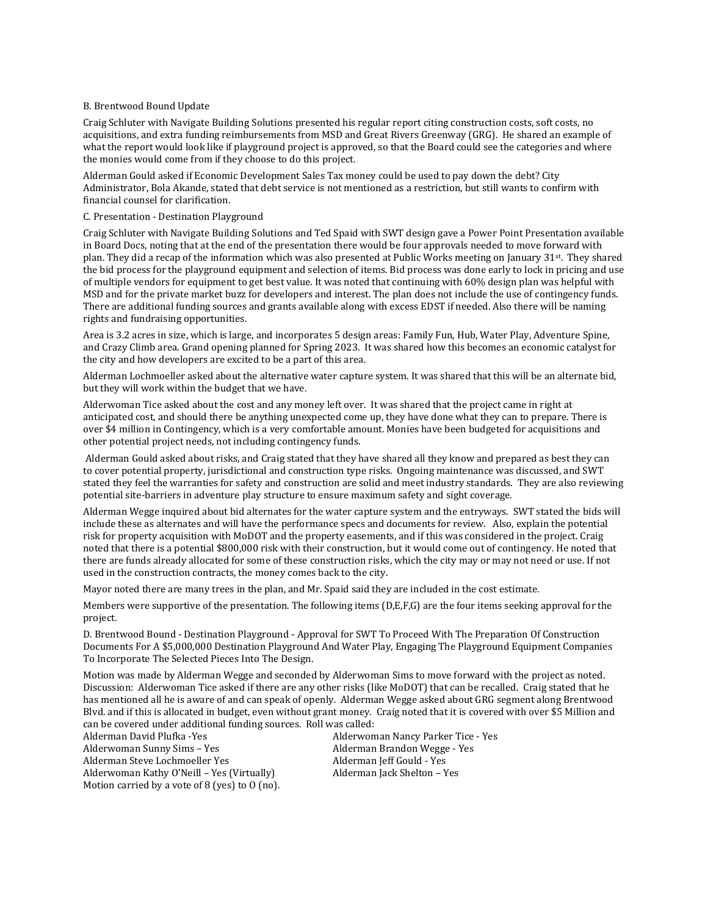B. Brentwood Bound Update

Craig Schluter with Navigate Building Solutions presented his regular report citing construction costs, soft costs, no acquisitions, and extra funding reimbursements from MSD and Great Rivers Greenway (GRG). He shared an example of what the report would look like if playground project is approved, so that the Board could see the categories and where the monies would come from if they choose to do this project.

Alderman Gould asked if Economic Development Sales Tax money could be used to pay down the debt? City Administrator, Bola Akande, stated that debt service is not mentioned as a restriction, but still wants to confirm with financial counsel for clarification.

C. Presentation - Destination Playground

Craig Schluter with Navigate Building Solutions and Ted Spaid with SWT design gave a Power Point Presentation available in Board Docs, noting that at the end of the presentation there would be four approvals needed to move forward with plan. They did a recap of the information which was also presented at Public Works meeting on January 31st. They shared the bid process for the playground equipment and selection of items. Bid process was done early to lock in pricing and use of multiple vendors for equipment to get best value. It was noted that continuing with 60% design plan was helpful with MSD and for the private market buzz for developers and interest. The plan does not include the use of contingency funds. There are additional funding sources and grants available along with excess EDST if needed. Also there will be naming rights and fundraising opportunities.

Area is 3.2 acres in size, which is large, and incorporates 5 design areas: Family Fun, Hub, Water Play, Adventure Spine, and Crazy Climb area. Grand opening planned for Spring 2023. It was shared how this becomes an economic catalyst for the city and how developers are excited to be a part of this area.

Alderman Lochmoeller asked about the alternative water capture system. It was shared that this will be an alternate bid, but they will work within the budget that we have.

Alderwoman Tice asked about the cost and any money left over. It was shared that the project came in right at anticipated cost, and should there be anything unexpected come up, they have done what they can to prepare. There is over $4 million in Contingency, which is a very comfortable amount. Monies have been budgeted for acquisitions and other potential project needs, not including contingency funds.

Alderman Gould asked about risks, and Craig stated that they have shared all they know and prepared as best they can to cover potential property, jurisdictional and construction type risks. Ongoing maintenance was discussed, and SWT stated they feel the warranties for safety and construction are solid and meet industry standards. They are also reviewing potential site-barriers in adventure play structure to ensure maximum safety and sight coverage.

Alderman Wegge inquired about bid alternates for the water capture system and the entryways. SWT stated the bids will include these as alternates and will have the performance specs and documents for review. Also, explain the potential risk for property acquisition with MoDOT and the property easements, and if this was considered in the project. Craig noted that there is a potential $800,000 risk with their construction, but it would come out of contingency. He noted that there are funds already allocated for some of these construction risks, which the city may or may not need or use. If not used in the construction contracts, the money comes back to the city.

Mayor noted there are many trees in the plan, and Mr. Spaid said they are included in the cost estimate.

Members were supportive of the presentation. The following items (D,E,F,G) are the four items seeking approval for the project.

D. Brentwood Bound - Destination Playground - Approval for SWT To Proceed With The Preparation Of Construction Documents For A $5,000,000 Destination Playground And Water Play, Engaging The Playground Equipment Companies To Incorporate The Selected Pieces Into The Design.

Motion was made by Alderman Wegge and seconded by Alderwoman Sims to move forward with the project as noted. Discussion: Alderwoman Tice asked if there are any other risks (like MoDOT) that can be recalled. Craig stated that he has mentioned all he is aware of and can speak of openly. Alderman Wegge asked about GRG segment along Brentwood Blvd. and if this is allocated in budget, even without grant money. Craig noted that it is covered with over $5 Million and can be covered under additional funding sources. Roll was called:

Alderman David Plufka -Yes
Alderwoman Sunny Sims – Yes
Alderman Steve Lochmoeller Yes
Alderwoman Kathy O'Neill – Yes (Virtually)
Alderwoman Nancy Parker Tice - Yes
Alderman Brandon Wegge - Yes
Alderman Jeff Gould - Yes
Alderman Jack Shelton – Yes

Motion carried by a vote of 8 (yes) to O (no).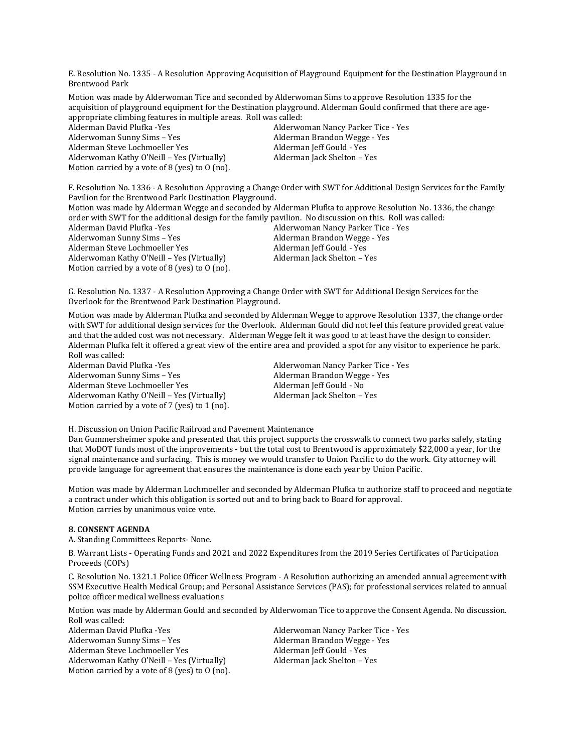E. Resolution No. 1335 - A Resolution Approving Acquisition of Playground Equipment for the Destination Playground in Brentwood Park

Motion was made by Alderwoman Tice and seconded by Alderwoman Sims to approve Resolution 1335 for the acquisition of playground equipment for the Destination playground. Alderman Gould confirmed that there are age-appropriate climbing features in multiple areas. Roll was called:

Alderman David Plufka -Yes
Alderwoman Nancy Parker Tice - Yes
Alderwoman Sunny Sims – Yes
Alderman Brandon Wegge - Yes
Alderman Steve Lochmoeller Yes
Alderman Jeff Gould - Yes
Alderwoman Kathy O'Neill – Yes (Virtually)
Alderman Jack Shelton – Yes
Motion carried by a vote of 8 (yes) to 0 (no).

F. Resolution No. 1336 - A Resolution Approving a Change Order with SWT for Additional Design Services for the Family Pavilion for the Brentwood Park Destination Playground.

Motion was made by Alderman Wegge and seconded by Alderman Plufka to approve Resolution No. 1336, the change order with SWT for the additional design for the family pavilion. No discussion on this. Roll was called:

Alderman David Plufka -Yes
Alderwoman Nancy Parker Tice - Yes
Alderwoman Sunny Sims – Yes
Alderman Brandon Wegge - Yes
Alderman Steve Lochmoeller Yes
Alderman Jeff Gould - Yes
Alderwoman Kathy O'Neill – Yes (Virtually)
Alderman Jack Shelton – Yes
Motion carried by a vote of 8 (yes) to 0 (no).

G. Resolution No. 1337 - A Resolution Approving a Change Order with SWT for Additional Design Services for the Overlook for the Brentwood Park Destination Playground.

Motion was made by Alderman Plufka and seconded by Alderman Wegge to approve Resolution 1337, the change order with SWT for additional design services for the Overlook. Alderman Gould did not feel this feature provided great value and that the added cost was not necessary. Alderman Wegge felt it was good to at least have the design to consider. Alderman Plufka felt it offered a great view of the entire area and provided a spot for any visitor to experience he park. Roll was called:

Alderman David Plufka -Yes
Alderwoman Nancy Parker Tice - Yes
Alderwoman Sunny Sims – Yes
Alderman Brandon Wegge - Yes
Alderman Steve Lochmoeller Yes
Alderman Jeff Gould - No
Alderwoman Kathy O'Neill – Yes (Virtually)
Alderman Jack Shelton – Yes
Motion carried by a vote of 7 (yes) to 1 (no).

H. Discussion on Union Pacific Railroad and Pavement Maintenance

Dan Gummersheimer spoke and presented that this project supports the crosswalk to connect two parks safely, stating that MoDOT funds most of the improvements - but the total cost to Brentwood is approximately $22,000 a year, for the signal maintenance and surfacing. This is money we would transfer to Union Pacific to do the work. City attorney will provide language for agreement that ensures the maintenance is done each year by Union Pacific.

Motion was made by Alderman Lochmoeller and seconded by Alderman Plufka to authorize staff to proceed and negotiate a contract under which this obligation is sorted out and to bring back to Board for approval.
Motion carries by unanimous voice vote.

**8. CONSENT AGENDA**

A. Standing Committees Reports- None.

B. Warrant Lists - Operating Funds and 2021 and 2022 Expenditures from the 2019 Series Certificates of Participation Proceeds (COPs)

C. Resolution No. 1321.1 Police Officer Wellness Program - A Resolution authorizing an amended annual agreement with SSM Executive Health Medical Group; and Personal Assistance Services (PAS); for professional services related to annual police officer medical wellness evaluations

Motion was made by Alderman Gould and seconded by Alderwoman Tice to approve the Consent Agenda. No discussion. Roll was called:

Alderman David Plufka -Yes
Alderwoman Nancy Parker Tice - Yes
Alderwoman Sunny Sims – Yes
Alderman Brandon Wegge - Yes
Alderman Steve Lochmoeller Yes
Alderman Jeff Gould - Yes
Alderwoman Kathy O'Neill – Yes (Virtually)
Alderman Jack Shelton – Yes
Motion carried by a vote of 8 (yes) to 0 (no).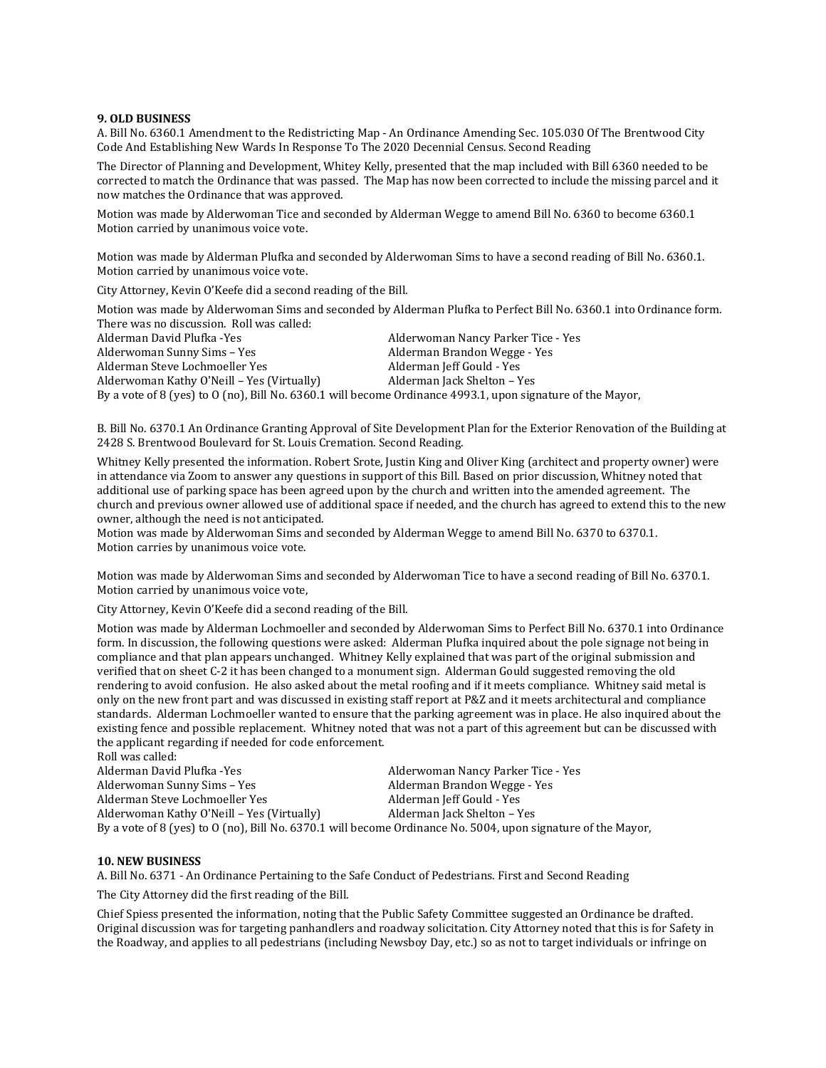**9. OLD BUSINESS**

A. Bill No. 6360.1 Amendment to the Redistricting Map - An Ordinance Amending Sec. 105.030 Of The Brentwood City Code And Establishing New Wards In Response To The 2020 Decennial Census. Second Reading

The Director of Planning and Development, Whitey Kelly, presented that the map included with Bill 6360 needed to be corrected to match the Ordinance that was passed. The Map has now been corrected to include the missing parcel and it now matches the Ordinance that was approved.

Motion was made by Alderwoman Tice and seconded by Alderman Wegge to amend Bill No. 6360 to become 6360.1 Motion carried by unanimous voice vote.

Motion was made by Alderman Plufka and seconded by Alderwoman Sims to have a second reading of Bill No. 6360.1. Motion carried by unanimous voice vote.

City Attorney, Kevin O'Keefe did a second reading of the Bill.

Motion was made by Alderwoman Sims and seconded by Alderman Plufka to Perfect Bill No. 6360.1 into Ordinance form. There was no discussion. Roll was called:

Alderman David Plufka -Yes
Alderwoman Nancy Parker Tice - Yes
Alderwoman Sunny Sims – Yes
Alderman Brandon Wegge - Yes
Alderman Steve Lochmoeller Yes
Alderman Jeff Gould - Yes
Alderwoman Kathy O'Neill – Yes (Virtually)
Alderman Jack Shelton – Yes

By a vote of 8 (yes) to 0 (no), Bill No. 6360.1 will become Ordinance 4993.1, upon signature of the Mayor,

B. Bill No. 6370.1 An Ordinance Granting Approval of Site Development Plan for the Exterior Renovation of the Building at 2428 S. Brentwood Boulevard for St. Louis Cremation. Second Reading.

Whitney Kelly presented the information. Robert Srote, Justin King and Oliver King (architect and property owner) were in attendance via Zoom to answer any questions in support of this Bill. Based on prior discussion, Whitney noted that additional use of parking space has been agreed upon by the church and written into the amended agreement. The church and previous owner allowed use of additional space if needed, and the church has agreed to extend this to the new owner, although the need is not anticipated.

Motion was made by Alderwoman Sims and seconded by Alderman Wegge to amend Bill No. 6370 to 6370.1. Motion carries by unanimous voice vote.

Motion was made by Alderwoman Sims and seconded by Alderwoman Tice to have a second reading of Bill No. 6370.1. Motion carried by unanimous voice vote,

City Attorney, Kevin O'Keefe did a second reading of the Bill.

Motion was made by Alderman Lochmoeller and seconded by Alderwoman Sims to Perfect Bill No. 6370.1 into Ordinance form. In discussion, the following questions were asked: Alderman Plufka inquired about the pole signage not being in compliance and that plan appears unchanged. Whitney Kelly explained that was part of the original submission and verified that on sheet C-2 it has been changed to a monument sign. Alderman Gould suggested removing the old rendering to avoid confusion. He also asked about the metal roofing and if it meets compliance. Whitney said metal is only on the new front part and was discussed in existing staff report at P&Z and it meets architectural and compliance standards. Alderman Lochmoeller wanted to ensure that the parking agreement was in place. He also inquired about the existing fence and possible replacement. Whitney noted that was not a part of this agreement but can be discussed with the applicant regarding if needed for code enforcement.

Roll was called:

Alderman David Plufka -Yes
Alderwoman Nancy Parker Tice - Yes
Alderwoman Sunny Sims – Yes
Alderman Brandon Wegge - Yes
Alderman Steve Lochmoeller Yes
Alderman Jeff Gould - Yes
Alderwoman Kathy O'Neill – Yes (Virtually)
Alderman Jack Shelton – Yes

By a vote of 8 (yes) to 0 (no), Bill No. 6370.1 will become Ordinance No. 5004, upon signature of the Mayor,

**10. NEW BUSINESS**

A. Bill No. 6371 - An Ordinance Pertaining to the Safe Conduct of Pedestrians. First and Second Reading

The City Attorney did the first reading of the Bill.

Chief Spiess presented the information, noting that the Public Safety Committee suggested an Ordinance be drafted. Original discussion was for targeting panhandlers and roadway solicitation. City Attorney noted that this is for Safety in the Roadway, and applies to all pedestrians (including Newsboy Day, etc.) so as not to target individuals or infringe on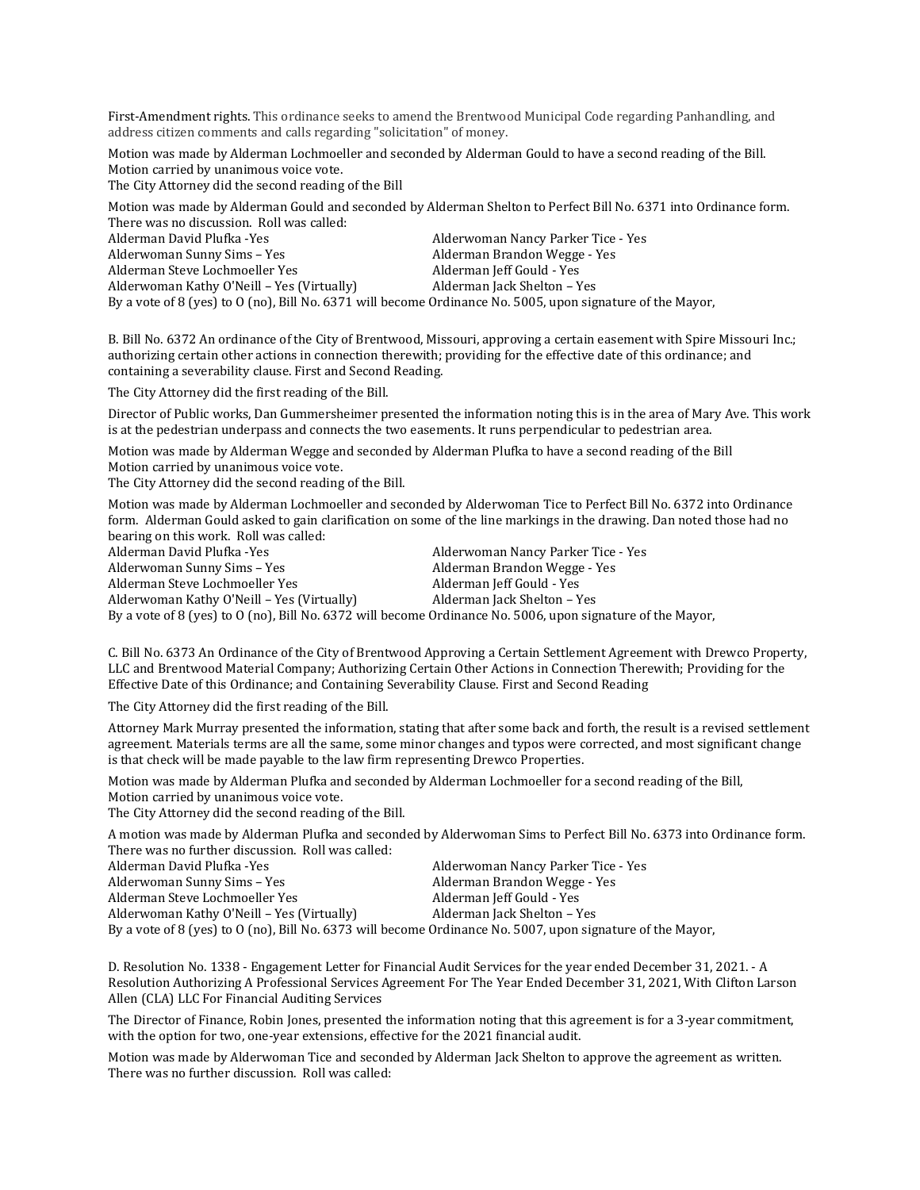First-Amendment rights. This ordinance seeks to amend the Brentwood Municipal Code regarding Panhandling, and address citizen comments and calls regarding "solicitation" of money.

Motion was made by Alderman Lochmoeller and seconded by Alderman Gould to have a second reading of the Bill. Motion carried by unanimous voice vote.
The City Attorney did the second reading of the Bill

Motion was made by Alderman Gould and seconded by Alderman Shelton to Perfect Bill No. 6371 into Ordinance form. There was no discussion. Roll was called:

Alderman David Plufka -Yes
Alderwoman Nancy Parker Tice - Yes
Alderwoman Sunny Sims – Yes
Alderman Brandon Wegge - Yes
Alderman Steve Lochmoeller Yes
Alderman Jeff Gould - Yes
Alderwoman Kathy O'Neill – Yes (Virtually)
Alderman Jack Shelton – Yes

By a vote of 8 (yes) to 0 (no), Bill No. 6371 will become Ordinance No. 5005, upon signature of the Mayor,

B. Bill No. 6372 An ordinance of the City of Brentwood, Missouri, approving a certain easement with Spire Missouri Inc.; authorizing certain other actions in connection therewith; providing for the effective date of this ordinance; and containing a severability clause. First and Second Reading.

The City Attorney did the first reading of the Bill.

Director of Public works, Dan Gummersheimer presented the information noting this is in the area of Mary Ave. This work is at the pedestrian underpass and connects the two easements. It runs perpendicular to pedestrian area.

Motion was made by Alderman Wegge and seconded by Alderman Plufka to have a second reading of the Bill
Motion carried by unanimous voice vote.
The City Attorney did the second reading of the Bill.

Motion was made by Alderman Lochmoeller and seconded by Alderwoman Tice to Perfect Bill No. 6372 into Ordinance form. Alderman Gould asked to gain clarification on some of the line markings in the drawing. Dan noted those had no bearing on this work. Roll was called:

Alderman David Plufka -Yes
Alderwoman Nancy Parker Tice - Yes
Alderwoman Sunny Sims – Yes
Alderman Brandon Wegge - Yes
Alderman Steve Lochmoeller Yes
Alderman Jeff Gould - Yes
Alderwoman Kathy O'Neill – Yes (Virtually)
Alderman Jack Shelton – Yes

By a vote of 8 (yes) to 0 (no), Bill No. 6372 will become Ordinance No. 5006, upon signature of the Mayor,

C. Bill No. 6373 An Ordinance of the City of Brentwood Approving a Certain Settlement Agreement with Drewco Property, LLC and Brentwood Material Company; Authorizing Certain Other Actions in Connection Therewith; Providing for the Effective Date of this Ordinance; and Containing Severability Clause. First and Second Reading

The City Attorney did the first reading of the Bill.

Attorney Mark Murray presented the information, stating that after some back and forth, the result is a revised settlement agreement. Materials terms are all the same, some minor changes and typos were corrected, and most significant change is that check will be made payable to the law firm representing Drewco Properties.

Motion was made by Alderman Plufka and seconded by Alderman Lochmoeller for a second reading of the Bill,
Motion carried by unanimous voice vote.
The City Attorney did the second reading of the Bill.

A motion was made by Alderman Plufka and seconded by Alderwoman Sims to Perfect Bill No. 6373 into Ordinance form. There was no further discussion. Roll was called:

Alderman David Plufka -Yes
Alderwoman Nancy Parker Tice - Yes
Alderwoman Sunny Sims – Yes
Alderman Brandon Wegge - Yes
Alderman Steve Lochmoeller Yes
Alderman Jeff Gould - Yes
Alderwoman Kathy O'Neill – Yes (Virtually)
Alderman Jack Shelton – Yes

By a vote of 8 (yes) to 0 (no), Bill No. 6373 will become Ordinance No. 5007, upon signature of the Mayor,

D. Resolution No. 1338 - Engagement Letter for Financial Audit Services for the year ended December 31, 2021. - A Resolution Authorizing A Professional Services Agreement For The Year Ended December 31, 2021, With Clifton Larson Allen (CLA) LLC For Financial Auditing Services

The Director of Finance, Robin Jones, presented the information noting that this agreement is for a 3-year commitment, with the option for two, one-year extensions, effective for the 2021 financial audit.

Motion was made by Alderwoman Tice and seconded by Alderman Jack Shelton to approve the agreement as written. There was no further discussion. Roll was called: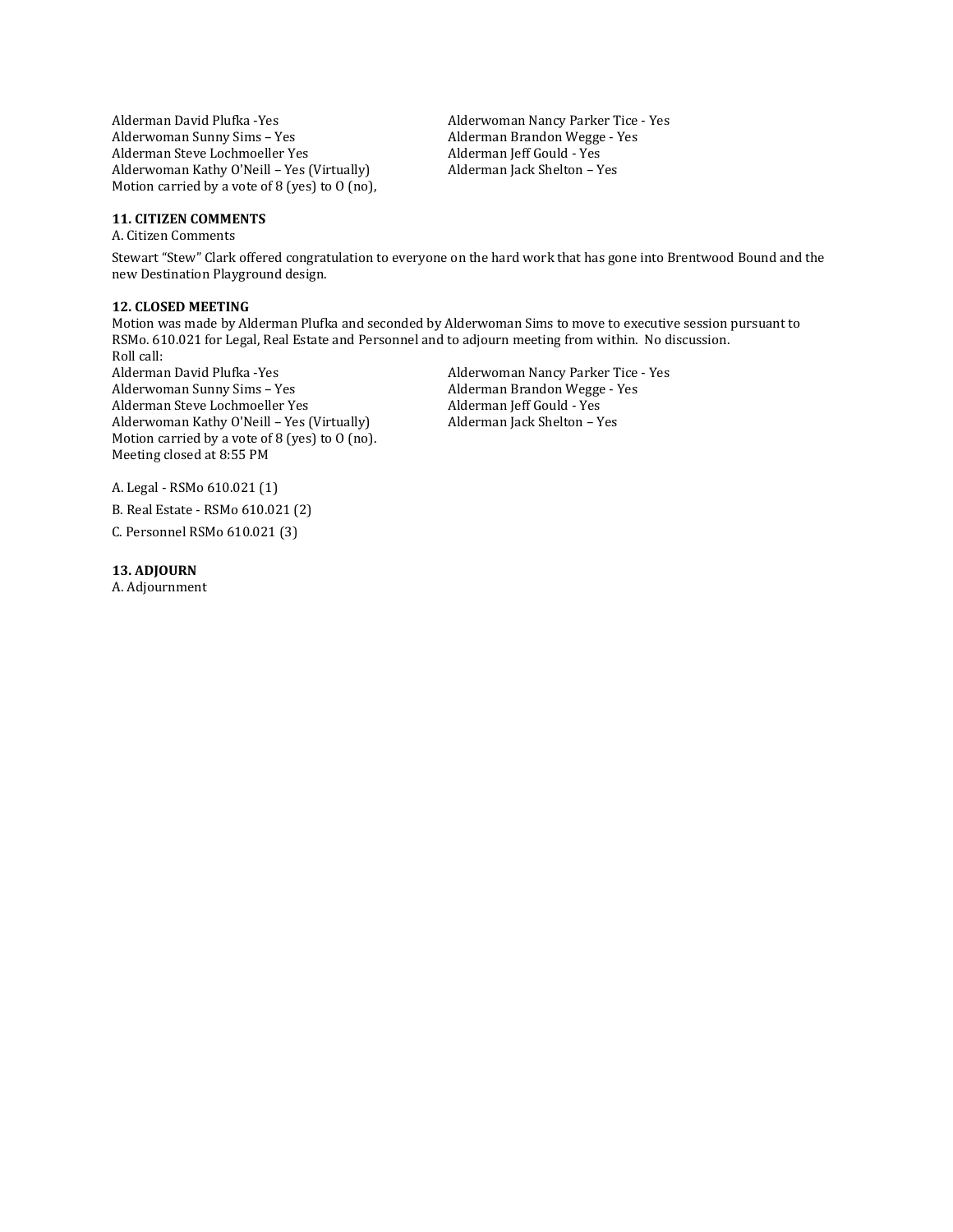Alderman David Plufka -Yes
Alderwoman Sunny Sims – Yes
Alderman Steve Lochmoeller Yes
Alderwoman Kathy O'Neill – Yes (Virtually)
Alderwoman Nancy Parker Tice - Yes
Alderman Brandon Wegge - Yes
Alderman Jeff Gould - Yes
Alderman Jack Shelton – Yes
Motion carried by a vote of 8 (yes) to O (no),

**11. CITIZEN COMMENTS**
A. Citizen Comments

Stewart "Stew" Clark offered congratulation to everyone on the hard work that has gone into Brentwood Bound and the new Destination Playground design.

**12. CLOSED MEETING**
Motion was made by Alderman Plufka and seconded by Alderwoman Sims to move to executive session pursuant to RSMo. 610.021 for Legal, Real Estate and Personnel and to adjourn meeting from within. No discussion.
Roll call:
Alderman David Plufka -Yes
Alderwoman Sunny Sims – Yes
Alderman Steve Lochmoeller Yes
Alderwoman Kathy O'Neill – Yes (Virtually)
Alderwoman Nancy Parker Tice - Yes
Alderman Brandon Wegge - Yes
Alderman Jeff Gould - Yes
Alderman Jack Shelton – Yes
Motion carried by a vote of 8 (yes) to O (no).
Meeting closed at 8:55 PM

A. Legal - RSMo 610.021 (1)

B. Real Estate - RSMo 610.021 (2)

C. Personnel RSMo 610.021 (3)

**13. ADJOURN**
A. Adjournment